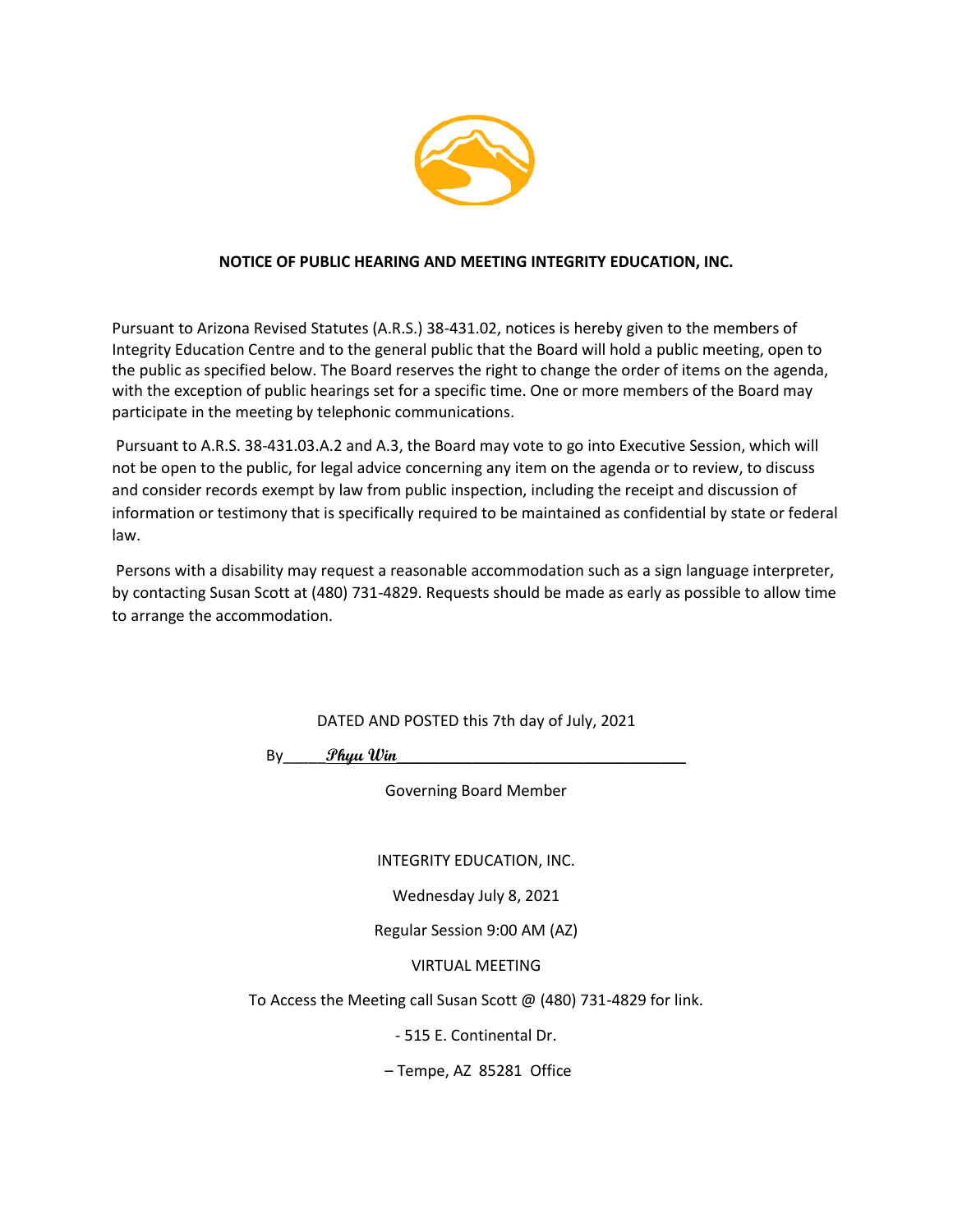**NOTICE OF PUBLIC HEARING AND MEETING INTEGRITY EDUCATION, INC.**

Pursuant to Arizona Revised Statutes (A.R.S.) 38-431.02, notices is hereby given to the members of Integrity Education Centre and to the general public that the Board will hold a public meeting, open to the public as specified below. The Board reserves the right to change the order of items on the agenda, with the exception of public hearings set for a specific time. One or more members of the Board may participate in the meeting by telephonic communications.

Pursuant to A.R.S. 38-431.03.A.2 and A.3, the Board may vote to go into Executive Session, which will not be open to the public, for legal advice concerning any item on the agenda or to review, to discuss and consider records exempt by law from public inspection, including the receipt and discussion of information or testimony that is specifically required to be maintained as confidential by state or federal law.

Persons with a disability may request a reasonable accommodation such as a sign language interpreter, by contacting Susan Scott at (480) 731-4829. Requests should be made as early as possible to allow time to arrange the accommodation.

DATED AND POSTED this 7th day of July, 2021

By_____*Phyu Win*___________________________________

Governing Board Member

INTEGRITY EDUCATION, INC.

Wednesday July 8, 2021

Regular Session 9:00 AM (AZ)

VIRTUAL MEETING

To Access the Meeting call Susan Scott @ (480) 731-4829 for link.

- 515 E. Continental Dr.

– Tempe, AZ 85281 Office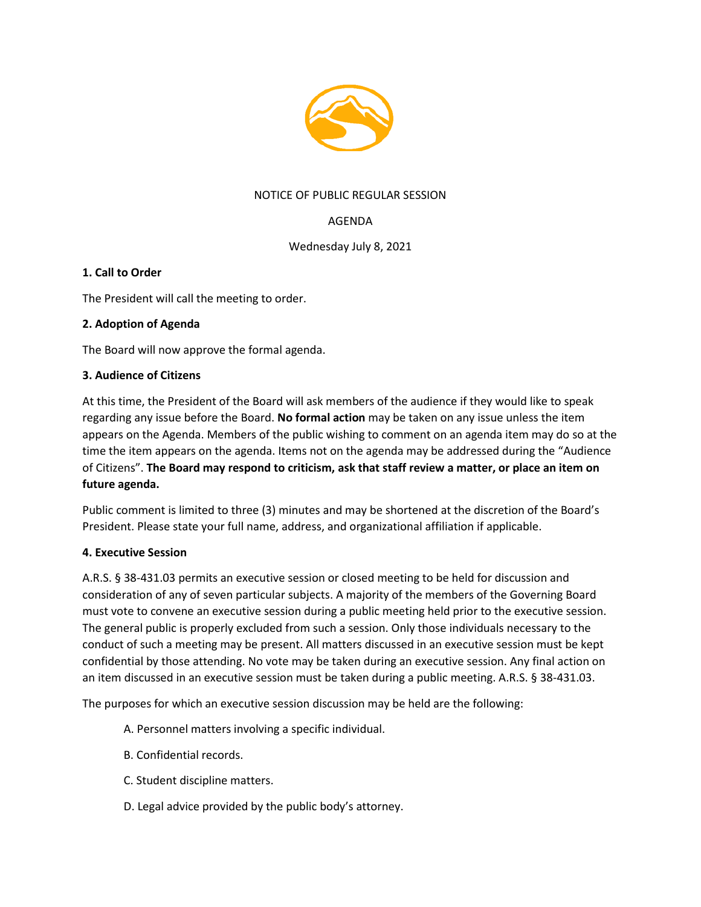NOTICE OF PUBLIC REGULAR SESSION

AGENDA

Wednesday July 8, 2021

**1. Call to Order**

The President will call the meeting to order.

**2. Adoption of Agenda**

The Board will now approve the formal agenda.

**3. Audience of Citizens**

At this time, the President of the Board will ask members of the audience if they would like to speak regarding any issue before the Board. **No formal action** may be taken on any issue unless the item appears on the Agenda. Members of the public wishing to comment on an agenda item may do so at the time the item appears on the agenda. Items not on the agenda may be addressed during the "Audience of Citizens". **The Board may respond to criticism, ask that staff review a matter, or place an item on future agenda.**

Public comment is limited to three (3) minutes and may be shortened at the discretion of the Board's President. Please state your full name, address, and organizational affiliation if applicable.

**4. Executive Session**

A.R.S. § 38-431.03 permits an executive session or closed meeting to be held for discussion and consideration of any of seven particular subjects. A majority of the members of the Governing Board must vote to convene an executive session during a public meeting held prior to the executive session. The general public is properly excluded from such a session. Only those individuals necessary to the conduct of such a meeting may be present. All matters discussed in an executive session must be kept confidential by those attending. No vote may be taken during an executive session. Any final action on an item discussed in an executive session must be taken during a public meeting. A.R.S. § 38-431.03.

The purposes for which an executive session discussion may be held are the following:

A. Personnel matters involving a specific individual.

B. Confidential records.

C. Student discipline matters.

D. Legal advice provided by the public body's attorney.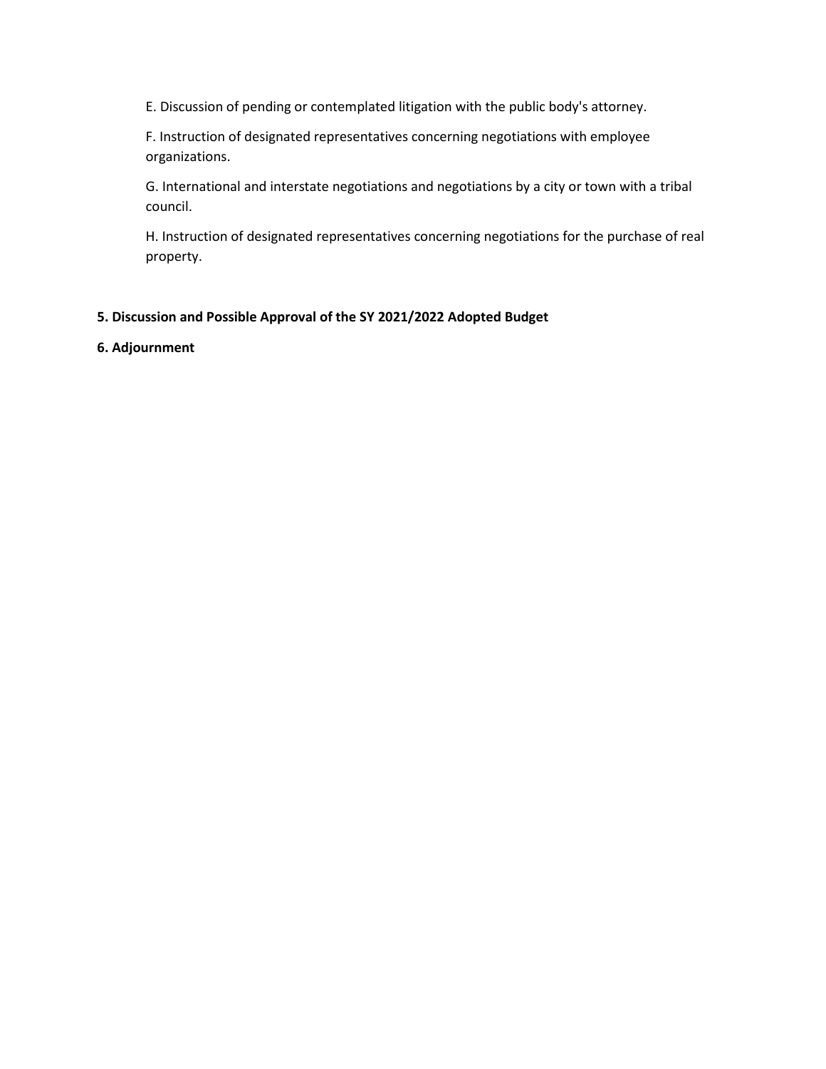E. Discussion of pending or contemplated litigation with the public body's attorney.

F. Instruction of designated representatives concerning negotiations with employee organizations.

G. International and interstate negotiations and negotiations by a city or town with a tribal council.

H. Instruction of designated representatives concerning negotiations for the purchase of real property.

**5. Discussion and Possible Approval of the SY 2021/2022 Adopted Budget**

**6. Adjournment**